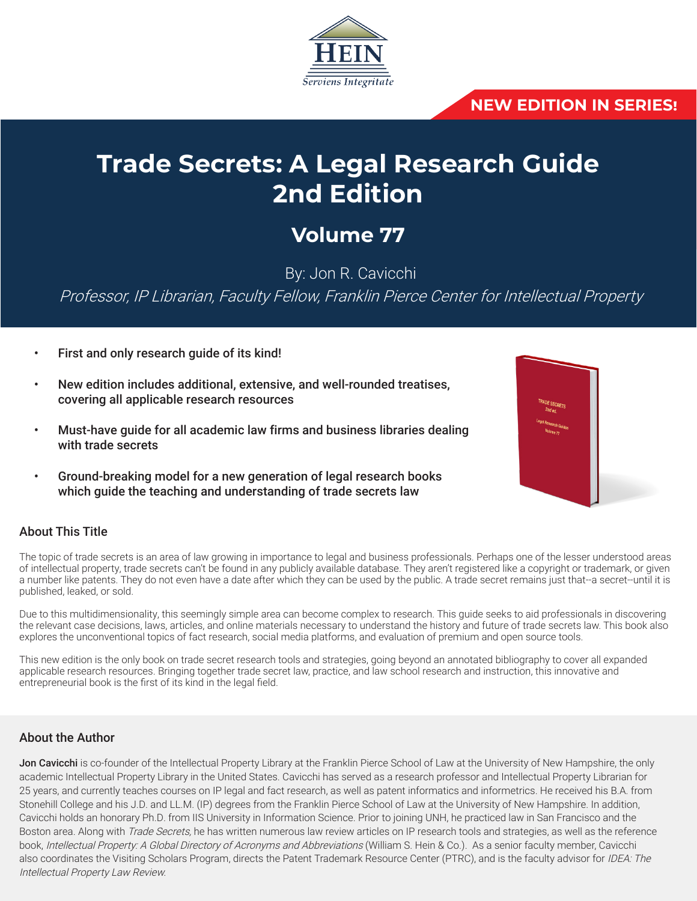HEIN

*Serviens Integritate*

**NEW EDITION IN SERIES!**

# Trade Secrets: A Legal Research Guide 2nd Edition

## Volume 77

By: Jon R. Cavicchi

*Professor, IP Librarian, Faculty Fellow, Franklin Pierce Center for Intellectual Property*

- **First and only research guide of its kind!**
- **New edition includes additional, extensive, and well-rounded treatises, covering all applicable research resources**
- **Must-have guide for all academic law firms and business libraries dealing with trade secrets**
- **Ground-breaking model for a new generation of legal research books which guide the teaching and understanding of trade secrets law**

### About This Title

The topic of trade secrets is an area of law growing in importance to legal and business professionals. Perhaps one of the lesser understood areas of intellectual property, trade secrets can't be found in any publicly available database. They aren't registered like a copyright or trademark, or given a number like patents. They do not even have a date after which they can be used by the public. A trade secret remains just that--a secret--until it is published, leaked, or sold.

Due to this multidimensionality, this seemingly simple area can become complex to research. This guide seeks to aid professionals in discovering the relevant case decisions, laws, articles, and online materials necessary to understand the history and future of trade secrets law. This book also explores the unconventional topics of fact research, social media platforms, and evaluation of premium and open source tools.

This new edition is the only book on trade secret research tools and strategies, going beyond an annotated bibliography to cover all expanded applicable research resources. Bringing together trade secret law, practice, and law school research and instruction, this innovative and entrepreneurial book is the first of its kind in the legal field.

### About the Author

**Jon Cavicchi** is co-founder of the Intellectual Property Library at the Franklin Pierce School of Law at the University of New Hampshire, the only academic Intellectual Property Library in the United States. Cavicchi has served as a research professor and Intellectual Property Librarian for 25 years, and currently teaches courses on IP legal and fact research, as well as patent informatics and informetrics. He received his B.A. from Stonehill College and his J.D. and LL.M. (IP) degrees from the Franklin Pierce School of Law at the University of New Hampshire. In addition, Cavicchi holds an honorary Ph.D. from IIS University in Information Science. Prior to joining UNH, he practiced law in San Francisco and the Boston area. Along with *Trade Secrets,* he has written numerous law review articles on IP research tools and strategies, as well as the reference book, *Intellectual Property: A Global Directory of Acronyms and Abbreviations* (William S. Hein & Co.). As a senior faculty member, Cavicchi also coordinates the Visiting Scholars Program, directs the Patent Trademark Resource Center (PTRC), and is the faculty advisor for *IDEA: The Intellectual Property Law Review.*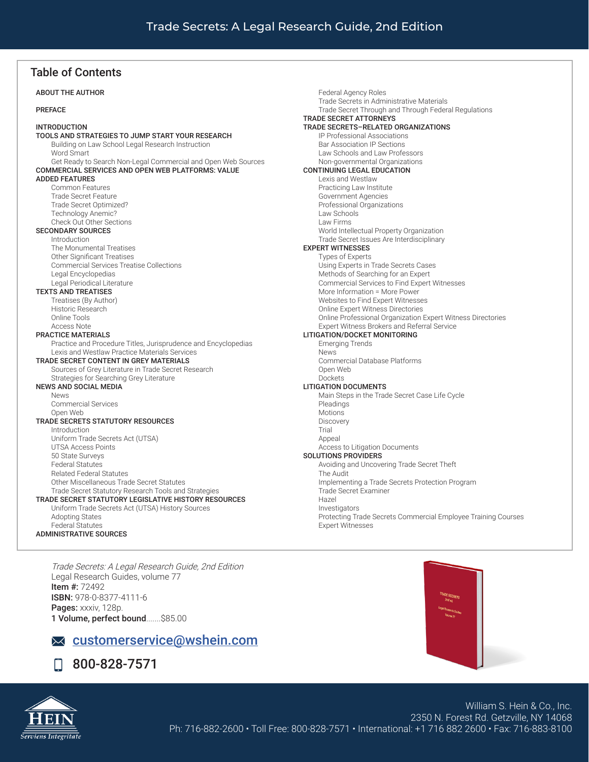# Trade Secrets: A Legal Research Guide, 2nd Edition

## Table of Contents

ABOUT THE AUTHOR

PREFACE

INTRODUCTION

TOOLS AND STRATEGIES TO JUMP START YOUR RESEARCH
- Building on Law School Legal Research Instruction
- Word Smart
- Get Ready to Search Non-Legal Commercial and Open Web Sources

COMMERCIAL SERVICES AND OPEN WEB PLATFORMS: VALUE ADDED FEATURES
- Common Features
- Trade Secret Feature
- Trade Secret Optimized?
- Technology Anemic?
- Check Out Other Sections

SECONDARY SOURCES
- Introduction
- The Monumental Treatises
- Other Significant Treatises
- Commercial Services Treatise Collections
- Legal Encyclopedias
- Legal Periodical Literature

TEXTS AND TREATISES
- Treatises (By Author)
- Historic Research
- Online Tools
- Access Note

PRACTICE MATERIALS
- Practice and Procedure Titles, Jurisprudence and Encyclopedias
- Lexis and Westlaw Practice Materials Services

TRADE SECRET CONTENT IN GREY MATERIALS
- Sources of Grey Literature in Trade Secret Research
- Strategies for Searching Grey Literature

NEWS AND SOCIAL MEDIA
- News
- Commercial Services
- Open Web

TRADE SECRETS STATUTORY RESOURCES
- Introduction
- Uniform Trade Secrets Act (UTSA)
- UTSA Access Points
- 50 State Surveys
- Federal Statutes
- Related Federal Statutes
- Other Miscellaneous Trade Secret Statutes
- Trade Secret Statutory Research Tools and Strategies

TRADE SECRET STATUTORY LEGISLATIVE HISTORY RESOURCES
- Uniform Trade Secrets Act (UTSA) History Sources
- Adopting States
- Federal Statutes

ADMINISTRATIVE SOURCES
- Federal Agency Roles
- Trade Secrets in Administrative Materials
- Trade Secret Through and Through Federal Regulations

TRADE SECRET ATTORNEYS

TRADE SECRETS–RELATED ORGANIZATIONS
- IP Professional Associations
- Bar Association IP Sections
- Law Schools and Law Professors
- Non-governmental Organizations

CONTINUING LEGAL EDUCATION
- Lexis and Westlaw
- Practicing Law Institute
- Government Agencies
- Professional Organizations
- Law Schools
- Law Firms
- World Intellectual Property Organization
- Trade Secret Issues Are Interdisciplinary

EXPERT WITNESSES
- Types of Experts
- Using Experts in Trade Secrets Cases
- Methods of Searching for an Expert
- Commercial Services to Find Expert Witnesses
- More Information = More Power
- Websites to Find Expert Witnesses
- Online Expert Witness Directories
- Online Professional Organization Expert Witness Directories
- Expert Witness Brokers and Referral Service

LITIGATION/DOCKET MONITORING
- Emerging Trends
- News
- Commercial Database Platforms
- Open Web
- Dockets

LITIGATION DOCUMENTS
- Main Steps in the Trade Secret Case Life Cycle
- Pleadings
- Motions
- Discovery
- Trial
- Appeal
- Access to Litigation Documents

SOLUTIONS PROVIDERS
- Avoiding and Uncovering Trade Secret Theft
- The Audit
- Implementing a Trade Secrets Protection Program
- Trade Secret Examiner
- Hazel
- Investigators
- Protecting Trade Secrets Commercial Employee Training Courses
- Expert Witnesses

*Trade Secrets: A Legal Research Guide, 2nd Edition*
Legal Research Guides, volume 77
**Item #:** 72492
**ISBN:** 978-0-8377-4111-6
**Pages:** xxxiv, 128p.
**1 Volume, perfect bound**.......$85.00

customerservice@wshein.com

800-828-7571

William S. Hein & Co., Inc.
2350 N. Forest Rd. Getzville, NY 14068
Ph: 716-882-2600 • Toll Free: 800-828-7571 • International: +1 716 882 2600 • Fax: 716-883-8100